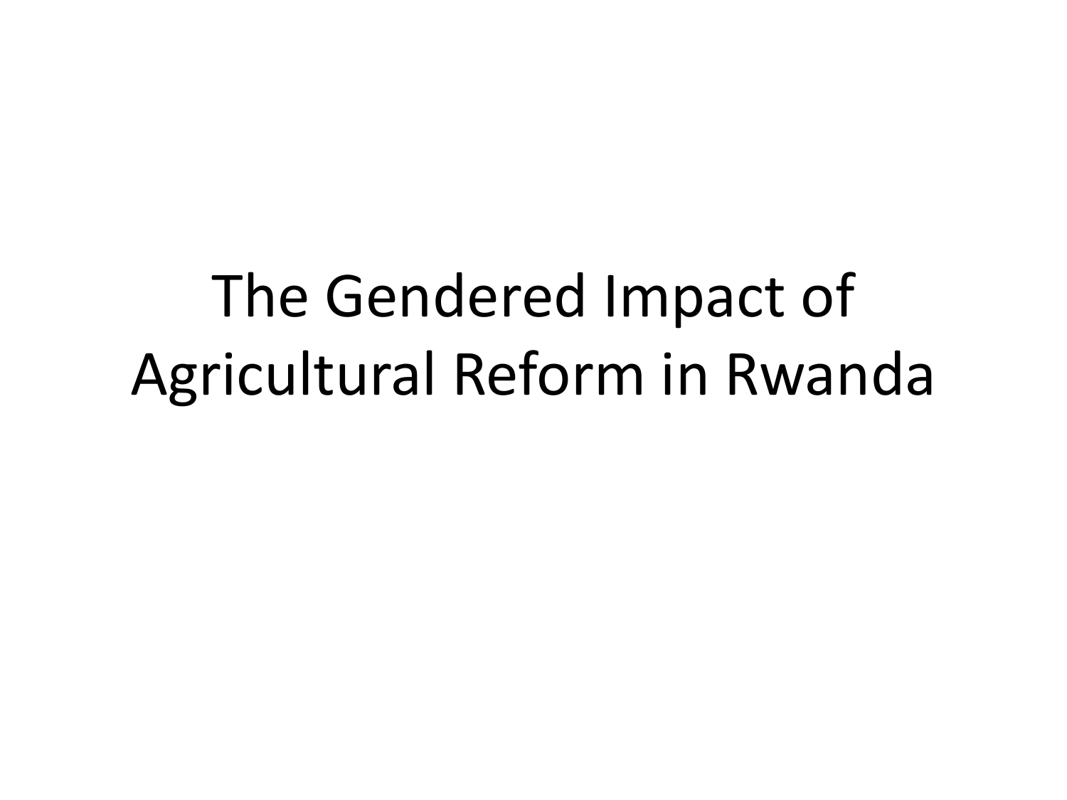# The Gendered Impact of Agricultural Reform in Rwanda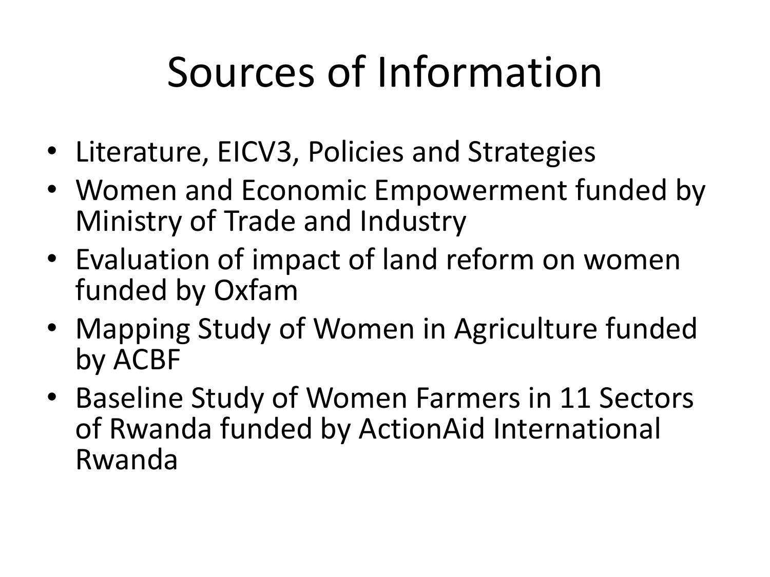# Sources of Information

- Literature, EICV3, Policies and Strategies
- Women and Economic Empowerment funded by Ministry of Trade and Industry
- Evaluation of impact of land reform on women funded by Oxfam
- Mapping Study of Women in Agriculture funded by ACBF
- Baseline Study of Women Farmers in 11 Sectors of Rwanda funded by ActionAid International Rwanda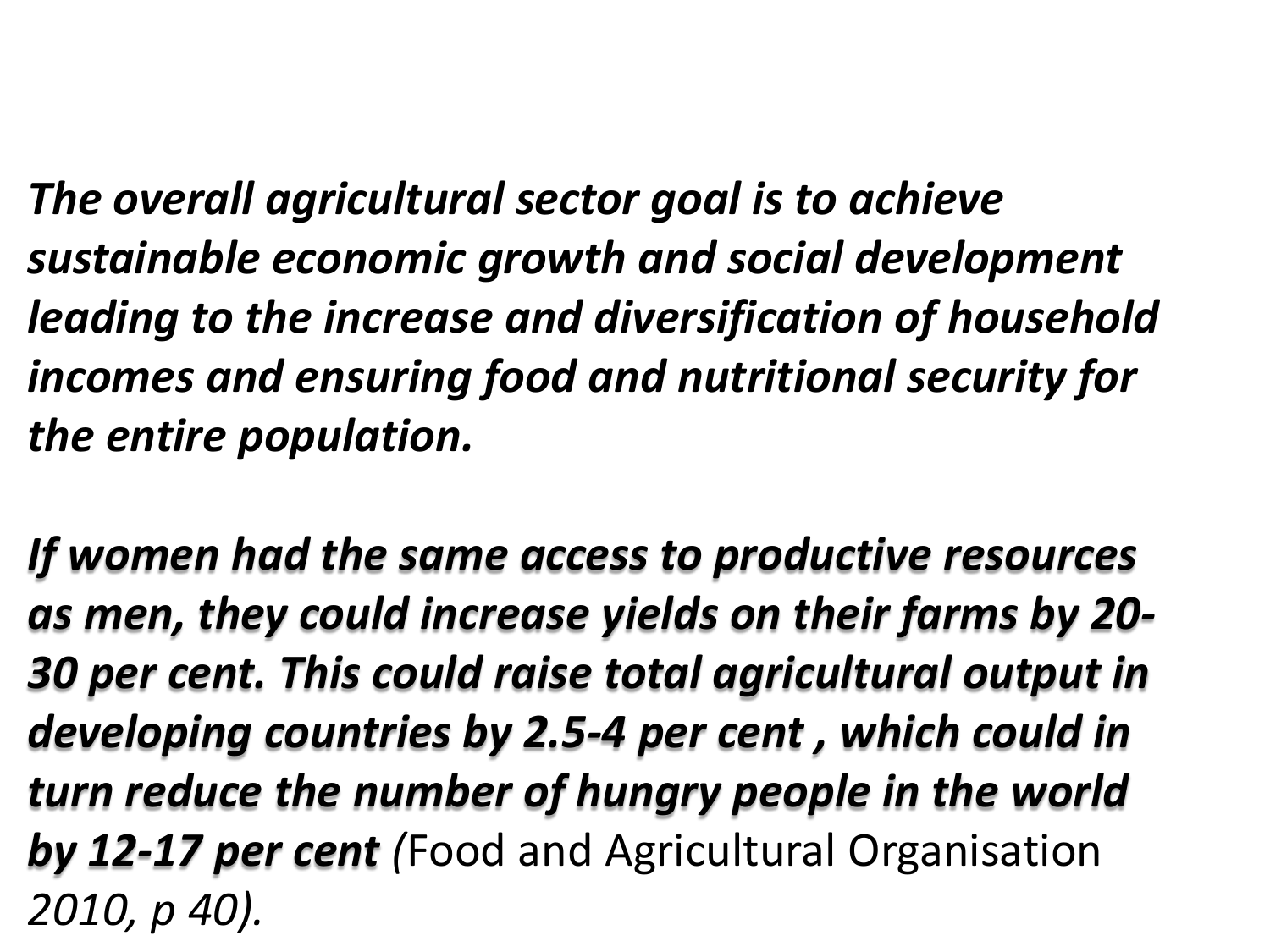***The overall agricultural sector goal is to achieve sustainable economic growth and social development leading to the increase and diversification of household incomes and ensuring food and nutritional security for the entire population.***

***If women had the same access to productive resources as men, they could increase yields on their farms by 20-30 per cent. This could raise total agricultural output in developing countries by 2.5-4 per cent , which could in turn reduce the number of hungry people in the world by 12-17 per cent*** *(*Food and Agricultural Organisation *2010, p 40).*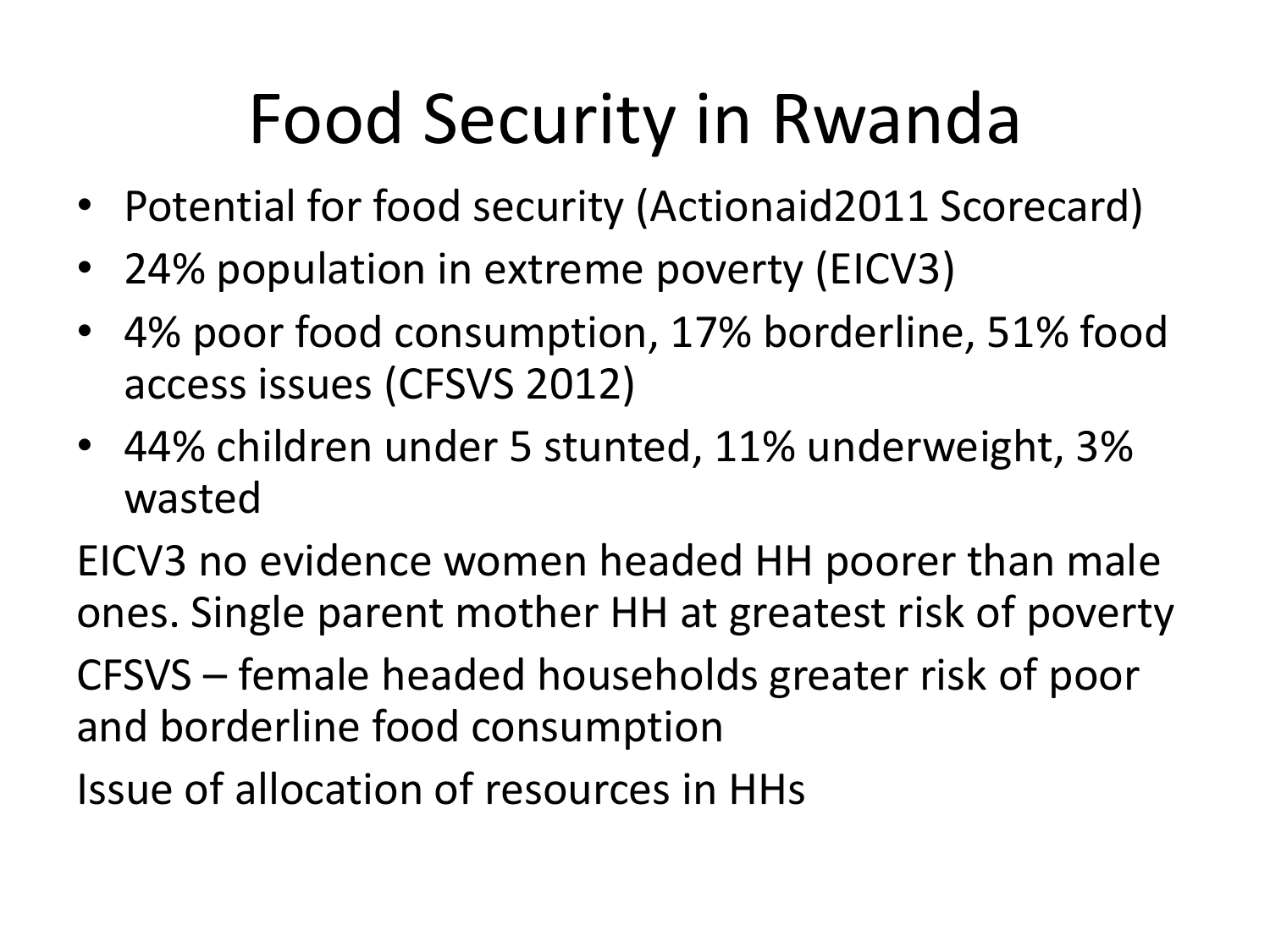# Food Security in Rwanda

- Potential for food security (Actionaid2011 Scorecard)
- 24% population in extreme poverty (EICV3)
- 4% poor food consumption, 17% borderline, 51% food access issues (CFSVS 2012)
- 44% children under 5 stunted, 11% underweight, 3% wasted

EICV3 no evidence women headed HH poorer than male ones. Single parent mother HH at greatest risk of poverty

CFSVS – female headed households greater risk of poor and borderline food consumption

Issue of allocation of resources in HHs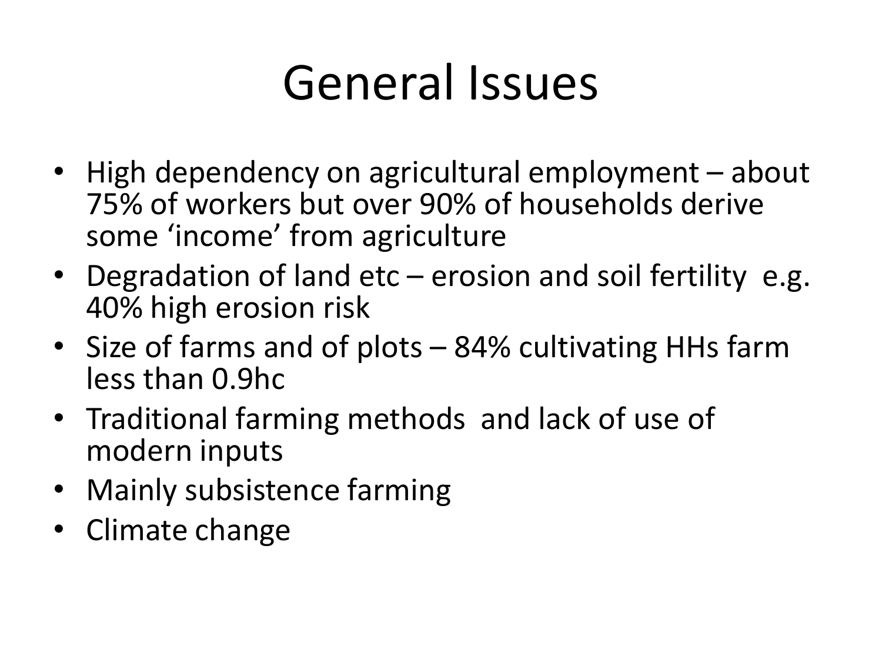# General Issues

- High dependency on agricultural employment – about 75% of workers but over 90% of households derive some 'income' from agriculture
- Degradation of land etc – erosion and soil fertility e.g. 40% high erosion risk
- Size of farms and of plots – 84% cultivating HHs farm less than 0.9hc
- Traditional farming methods and lack of use of modern inputs
- Mainly subsistence farming
- Climate change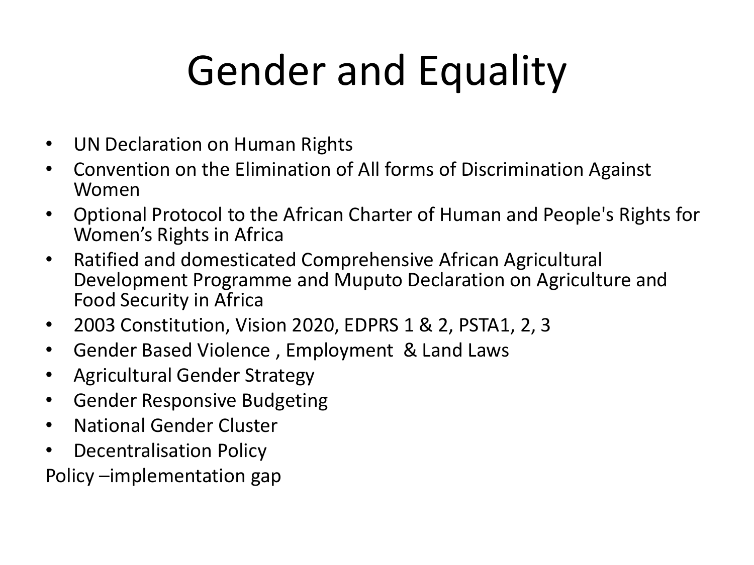# Gender and Equality

- UN Declaration on Human Rights
- Convention on the Elimination of All forms of Discrimination Against Women
- Optional Protocol to the African Charter of Human and People's Rights for Women's Rights in Africa
- Ratified and domesticated Comprehensive African Agricultural Development Programme and Muputo Declaration on Agriculture and Food Security in Africa
- 2003 Constitution, Vision 2020, EDPRS 1 & 2, PSTA1, 2, 3
- Gender Based Violence , Employment & Land Laws
- Agricultural Gender Strategy
- Gender Responsive Budgeting
- National Gender Cluster
- Decentralisation Policy

Policy –implementation gap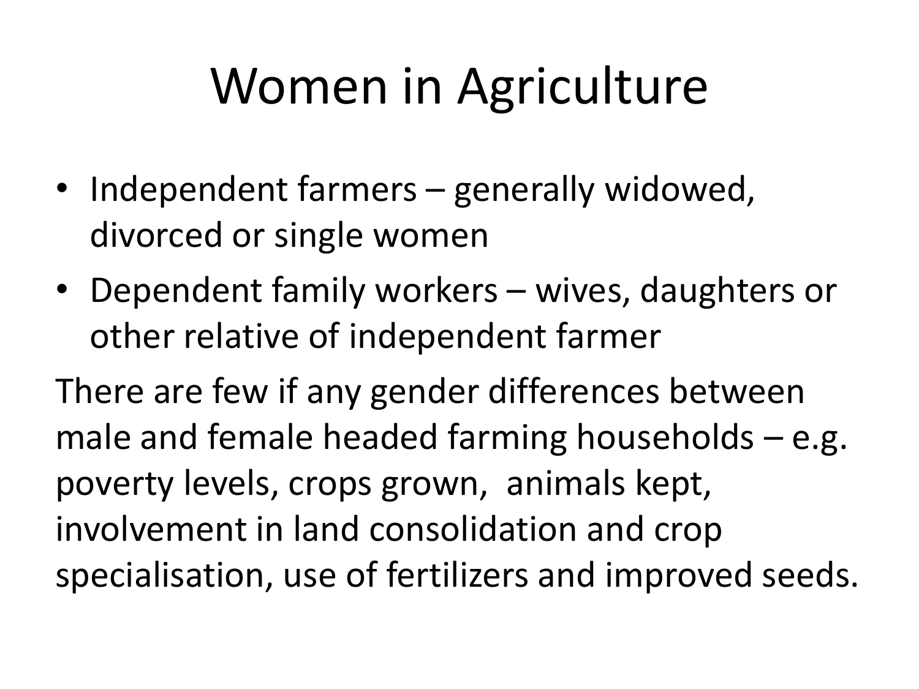# Women in Agriculture

- Independent farmers – generally widowed, divorced or single women
- Dependent family workers – wives, daughters or other relative of independent farmer

There are few if any gender differences between male and female headed farming households – e.g. poverty levels, crops grown, animals kept, involvement in land consolidation and crop specialisation, use of fertilizers and improved seeds.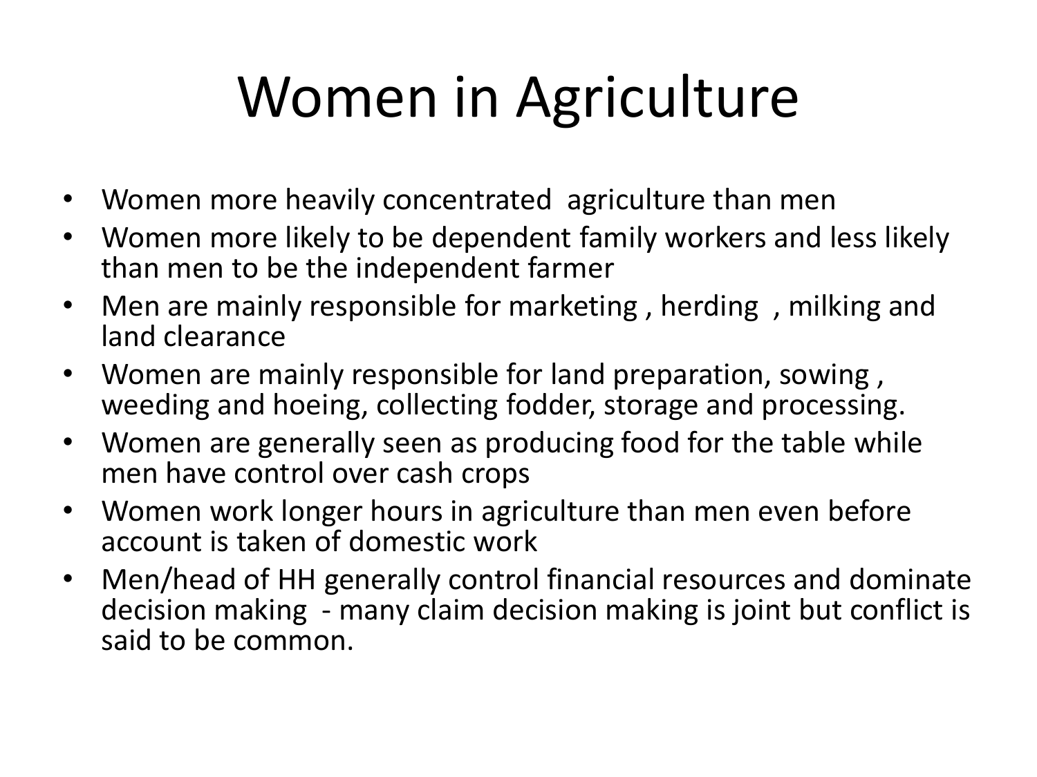# Women in Agriculture

- Women more heavily concentrated agriculture than men
- Women more likely to be dependent family workers and less likely than men to be the independent farmer
- Men are mainly responsible for marketing , herding , milking and land clearance
- Women are mainly responsible for land preparation, sowing , weeding and hoeing, collecting fodder, storage and processing.
- Women are generally seen as producing food for the table while men have control over cash crops
- Women work longer hours in agriculture than men even before account is taken of domestic work
- Men/head of HH generally control financial resources and dominate decision making - many claim decision making is joint but conflict is said to be common.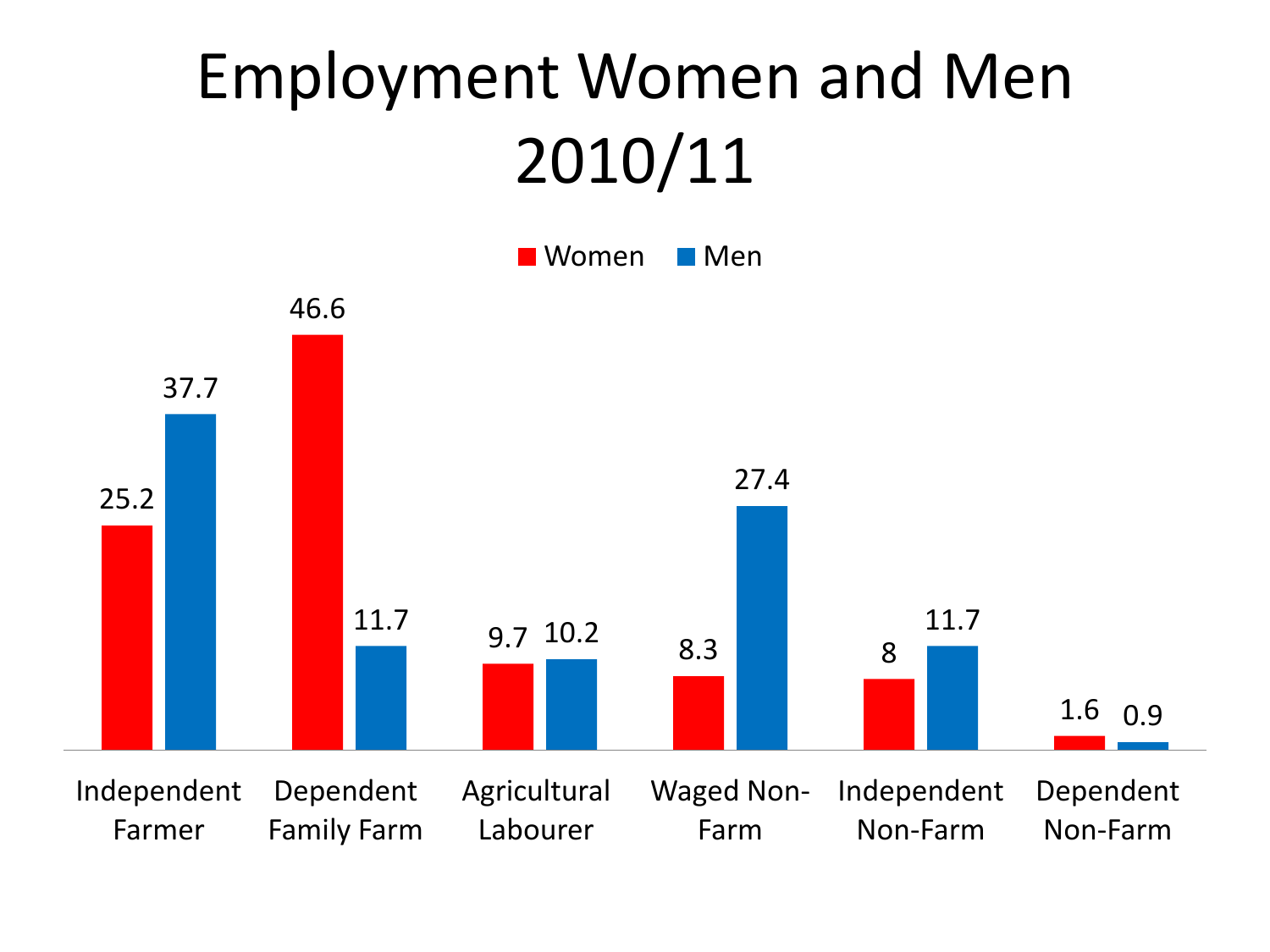# Employment Women and Men 2010/11

| | Women | Men |
|---|---|---|
| Independent Farmer | 25.2 | 37.7 |
| Dependent Family Farm | 46.6 | 11.7 |
| Agricultural Labourer | 9.7 | 10.2 |
| Waged Non-Farm | 8.3 | 27.4 |
| Independent Non-Farm | 8 | 11.7 |
| Dependent Non-Farm | 1.6 | 0.9 |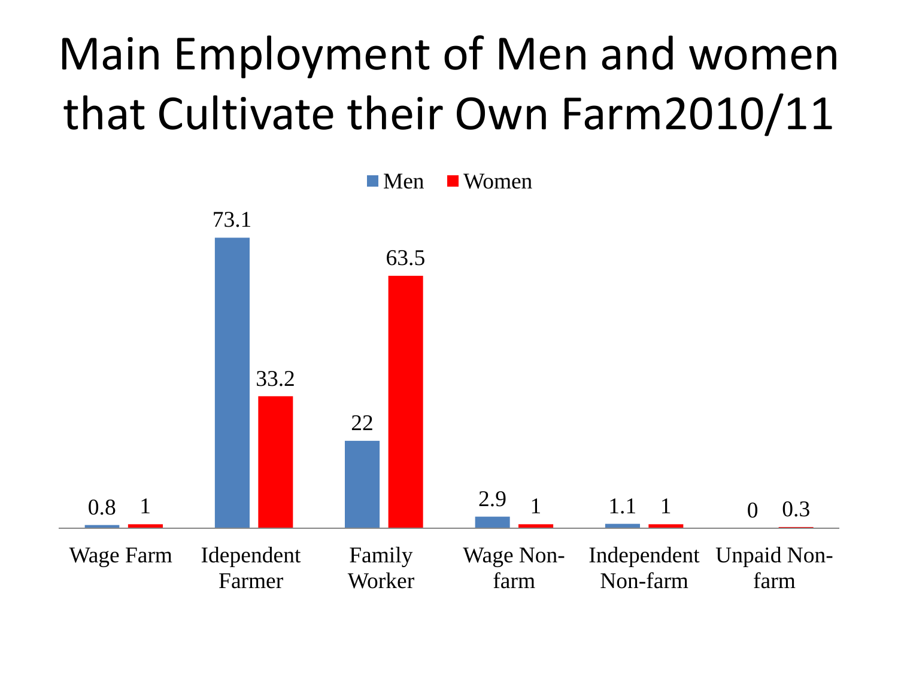# Main Employment of Men and women that Cultivate their Own Farm2010/11

| | Men | Women |
| --- | --- | --- |
| Wage Farm | 0.8 | 1 |
| Idependent Farmer | 73.1 | 33.2 |
| Family Worker | 22 | 63.5 |
| Wage Non-farm | 2.9 | 1 |
| Independent Non-farm | 1.1 | 1 |
| Unpaid Non-farm | 0 | 0.3 |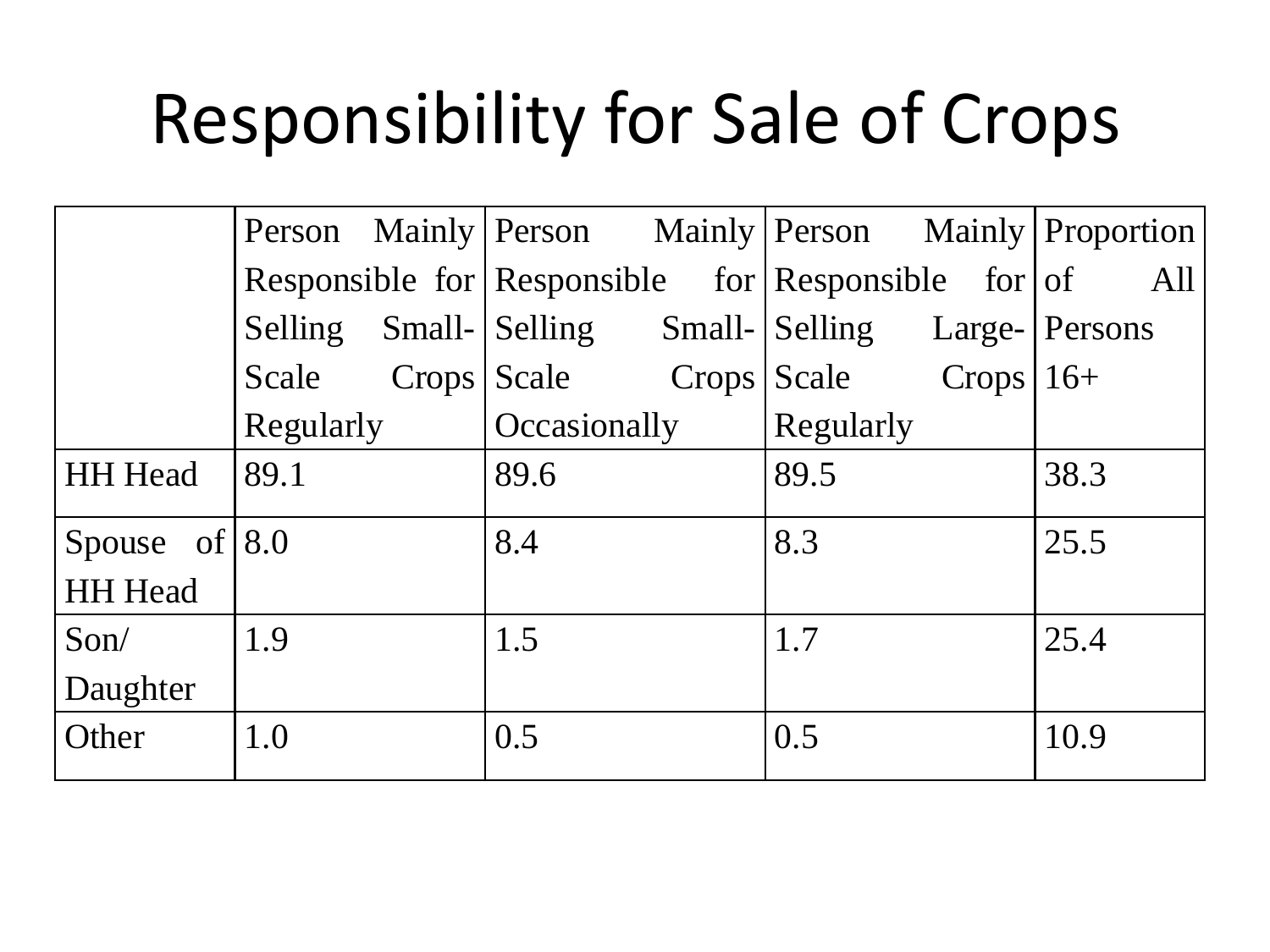# Responsibility for Sale of Crops

| | Person Mainly Responsible for Selling Small-Scale Crops Regularly | Person Mainly Responsible for Selling Small-Scale Crops Occasionally | Person Mainly Responsible for Selling Large-Scale Crops Regularly | Proportion of All Persons 16+ |
|---|---|---|---|---|
| HH Head | 89.1 | 89.6 | 89.5 | 38.3 |
| Spouse of HH Head | 8.0 | 8.4 | 8.3 | 25.5 |
| Son/ Daughter | 1.9 | 1.5 | 1.7 | 25.4 |
| Other | 1.0 | 0.5 | 0.5 | 10.9 |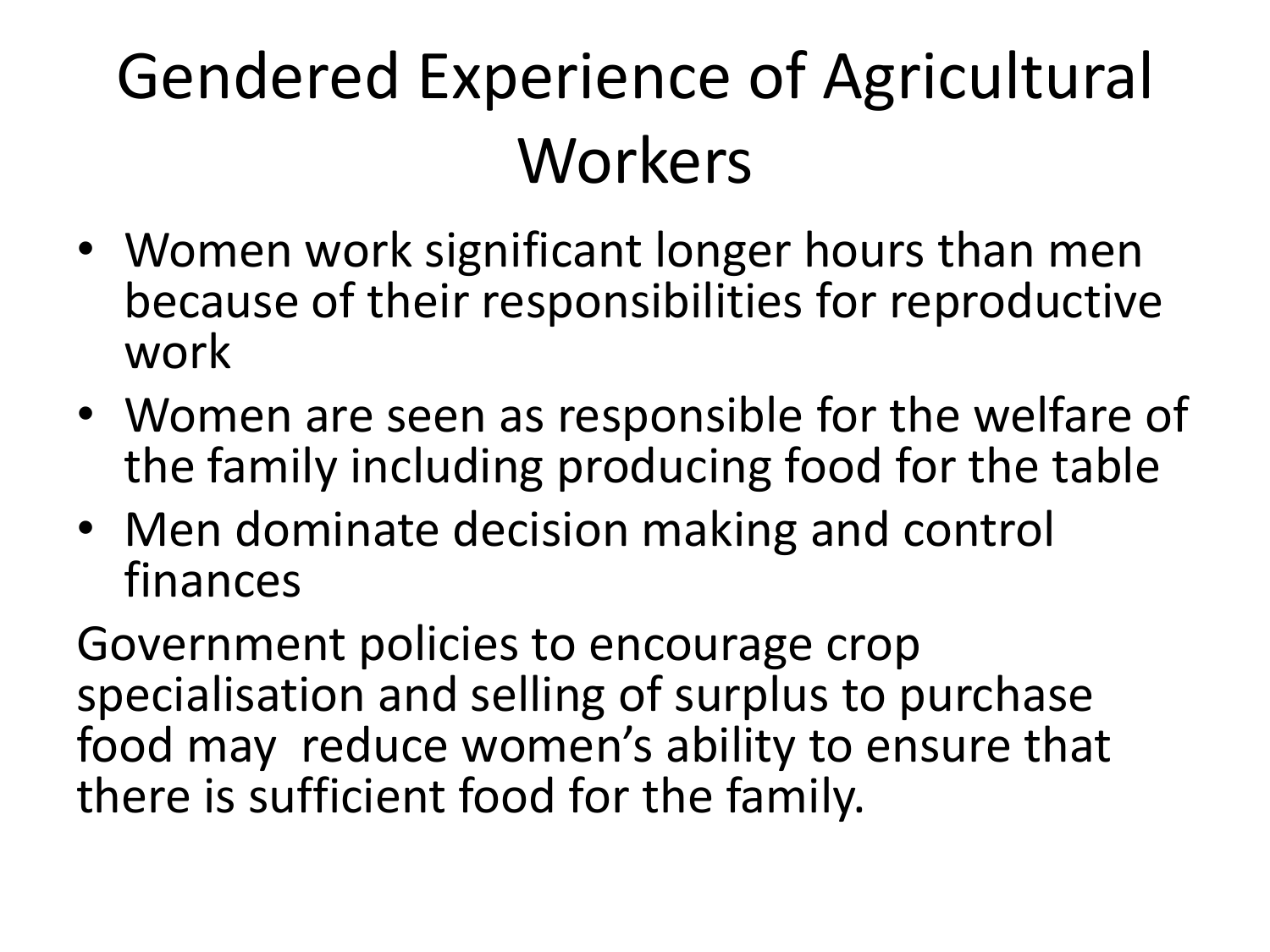# Gendered Experience of Agricultural Workers

- Women work significant longer hours than men because of their responsibilities for reproductive work
- Women are seen as responsible for the welfare of the family including producing food for the table
- Men dominate decision making and control finances

Government policies to encourage crop specialisation and selling of surplus to purchase food may reduce women's ability to ensure that there is sufficient food for the family.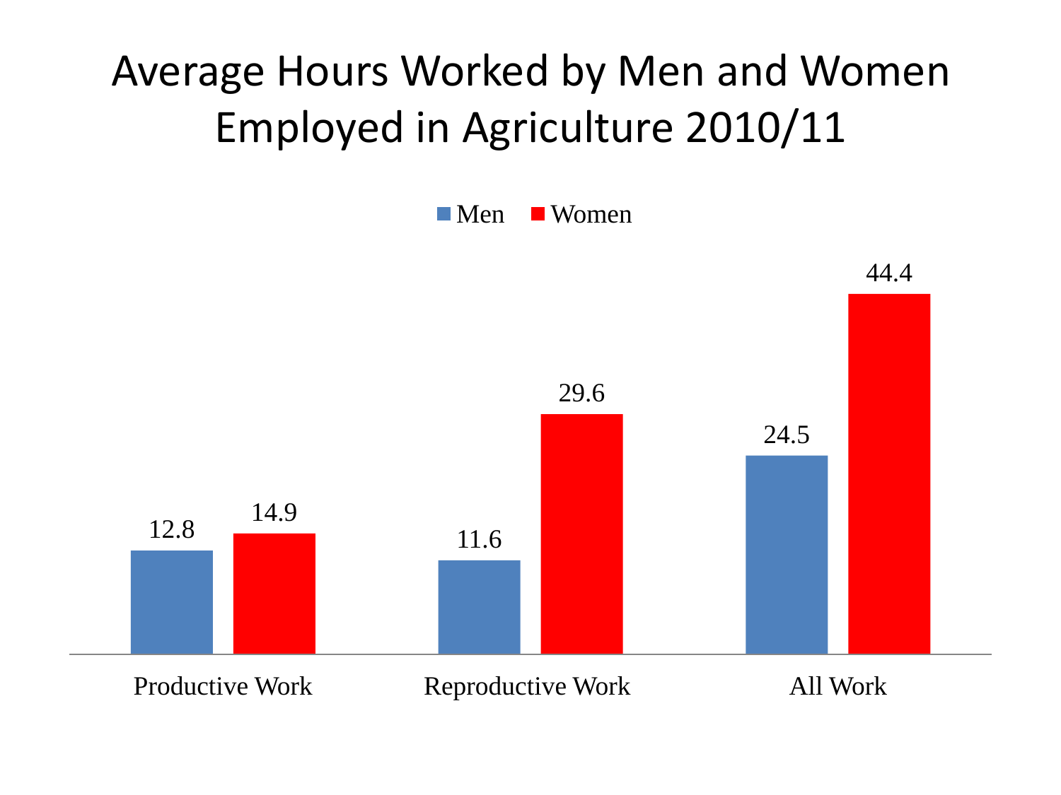# Average Hours Worked by Men and Women Employed in Agriculture 2010/11

| | Men | Women |
|---|---|---|
| Productive Work | 12.8 | 14.9 |
| Reproductive Work | 11.6 | 29.6 |
| All Work | 24.5 | 44.4 |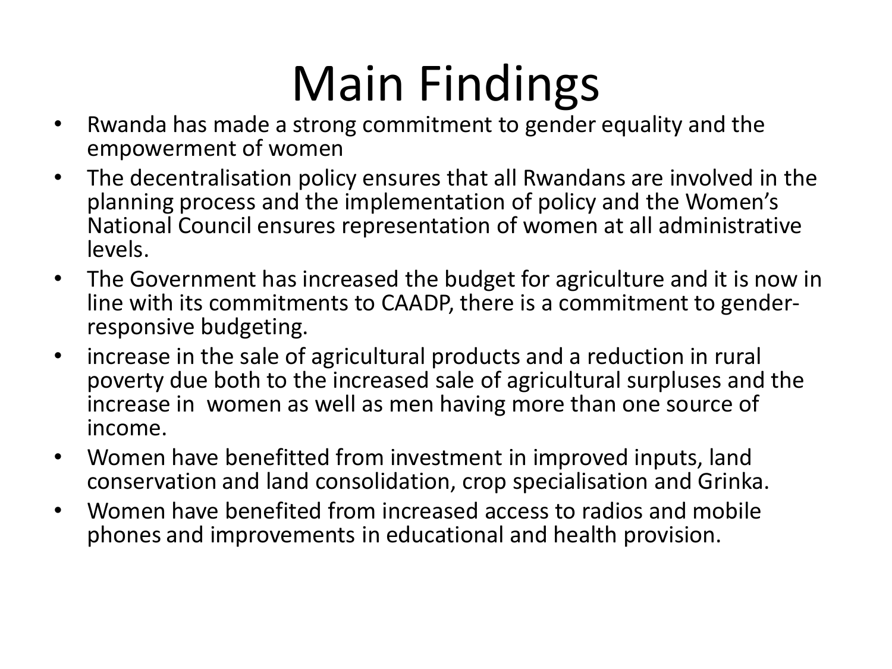# Main Findings

- Rwanda has made a strong commitment to gender equality and the empowerment of women
- The decentralisation policy ensures that all Rwandans are involved in the planning process and the implementation of policy and the Women's National Council ensures representation of women at all administrative levels.
- The Government has increased the budget for agriculture and it is now in line with its commitments to CAADP, there is a commitment to gender-responsive budgeting.
- increase in the sale of agricultural products and a reduction in rural poverty due both to the increased sale of agricultural surpluses and the increase in women as well as men having more than one source of income.
- Women have benefitted from investment in improved inputs, land conservation and land consolidation, crop specialisation and Grinka.
- Women have benefited from increased access to radios and mobile phones and improvements in educational and health provision.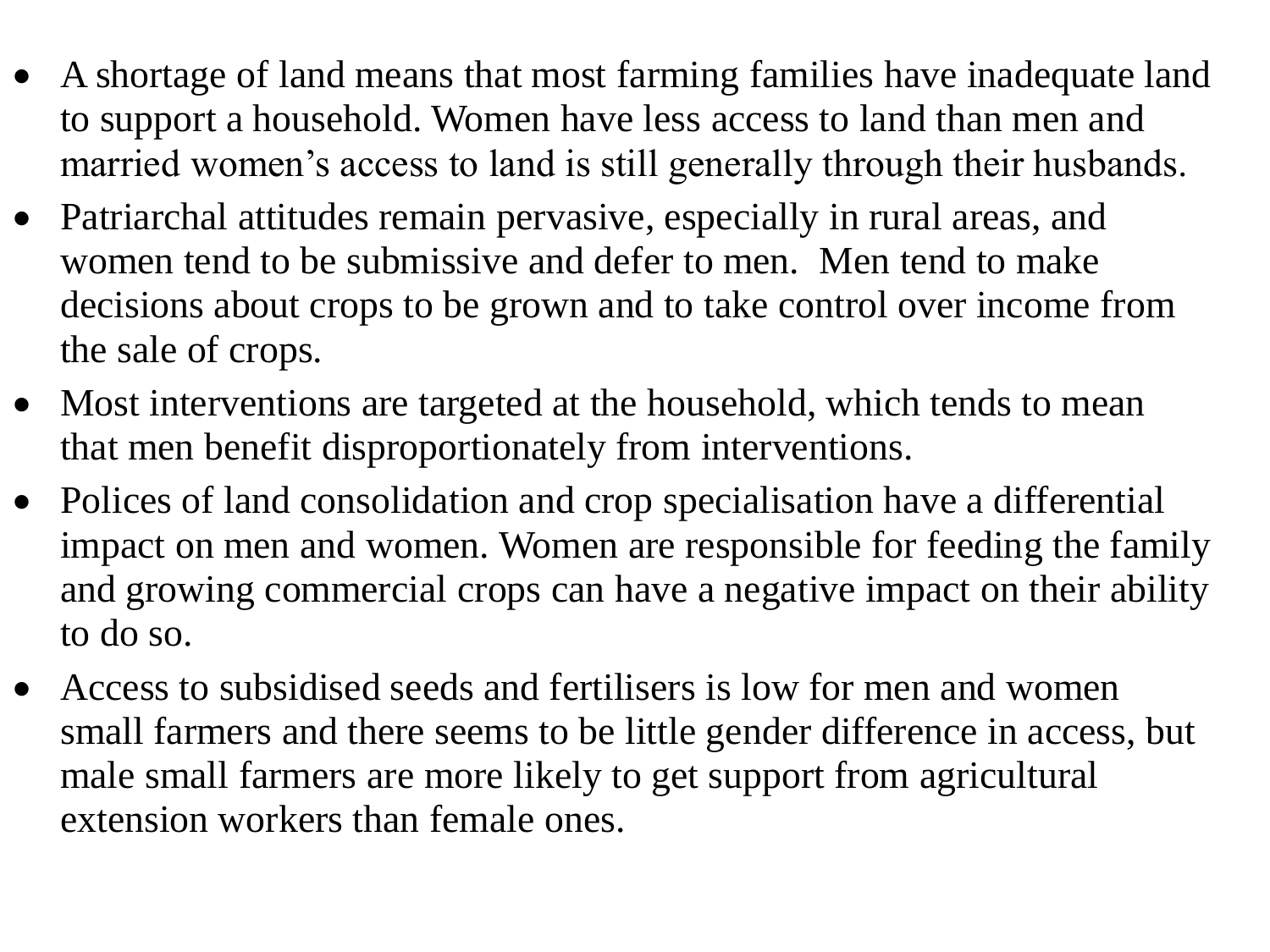- A shortage of land means that most farming families have inadequate land to support a household. Women have less access to land than men and married women's access to land is still generally through their husbands.
- Patriarchal attitudes remain pervasive, especially in rural areas, and women tend to be submissive and defer to men. Men tend to make decisions about crops to be grown and to take control over income from the sale of crops.
- Most interventions are targeted at the household, which tends to mean that men benefit disproportionately from interventions.
- Polices of land consolidation and crop specialisation have a differential impact on men and women. Women are responsible for feeding the family and growing commercial crops can have a negative impact on their ability to do so.
- Access to subsidised seeds and fertilisers is low for men and women small farmers and there seems to be little gender difference in access, but male small farmers are more likely to get support from agricultural extension workers than female ones.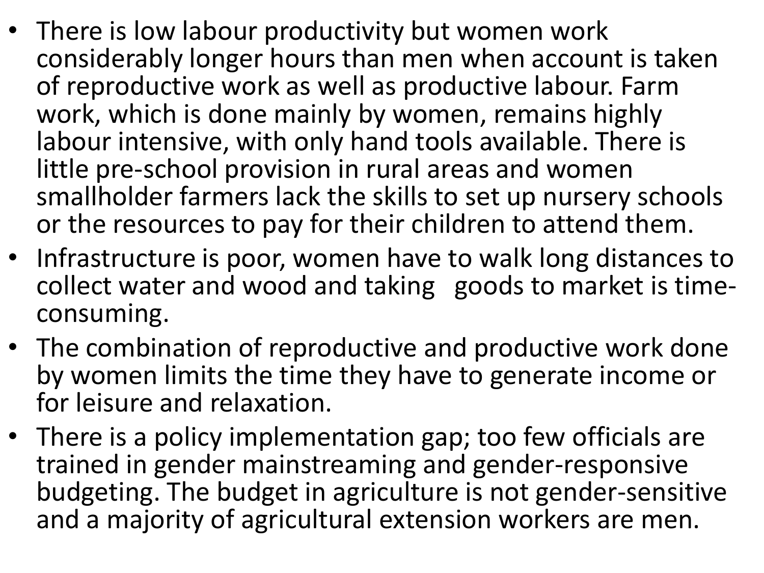- There is low labour productivity but women work considerably longer hours than men when account is taken of reproductive work as well as productive labour. Farm work, which is done mainly by women, remains highly labour intensive, with only hand tools available. There is little pre-school provision in rural areas and women smallholder farmers lack the skills to set up nursery schools or the resources to pay for their children to attend them.
- Infrastructure is poor, women have to walk long distances to collect water and wood and taking goods to market is time-consuming.
- The combination of reproductive and productive work done by women limits the time they have to generate income or for leisure and relaxation.
- There is a policy implementation gap; too few officials are trained in gender mainstreaming and gender-responsive budgeting. The budget in agriculture is not gender-sensitive and a majority of agricultural extension workers are men.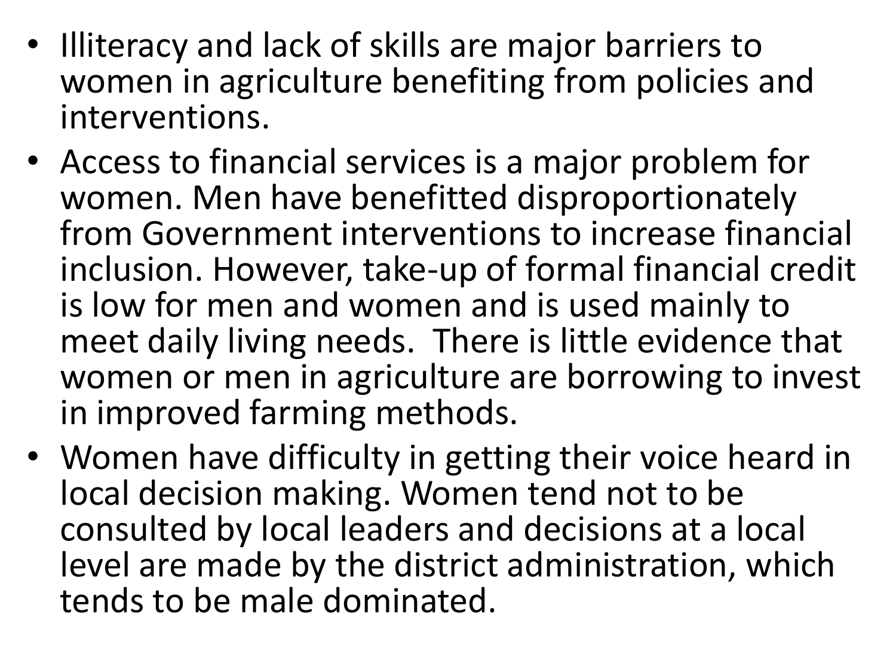- Illiteracy and lack of skills are major barriers to women in agriculture benefiting from policies and interventions.
- Access to financial services is a major problem for women. Men have benefitted disproportionately from Government interventions to increase financial inclusion. However, take-up of formal financial credit is low for men and women and is used mainly to meet daily living needs. There is little evidence that women or men in agriculture are borrowing to invest in improved farming methods.
- Women have difficulty in getting their voice heard in local decision making. Women tend not to be consulted by local leaders and decisions at a local level are made by the district administration, which tends to be male dominated.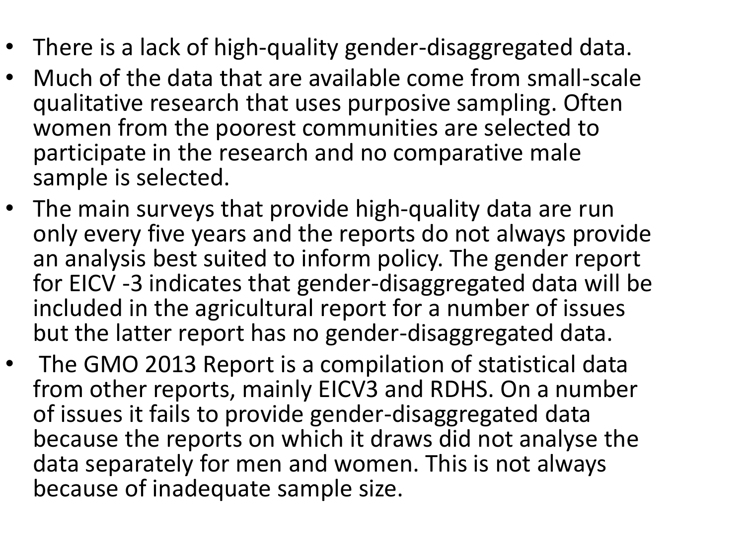- There is a lack of high-quality gender-disaggregated data.
- Much of the data that are available come from small-scale qualitative research that uses purposive sampling. Often women from the poorest communities are selected to participate in the research and no comparative male sample is selected.
- The main surveys that provide high-quality data are run only every five years and the reports do not always provide an analysis best suited to inform policy. The gender report for EICV -3 indicates that gender-disaggregated data will be included in the agricultural report for a number of issues but the latter report has no gender-disaggregated data.
- The GMO 2013 Report is a compilation of statistical data from other reports, mainly EICV3 and RDHS. On a number of issues it fails to provide gender-disaggregated data because the reports on which it draws did not analyse the data separately for men and women. This is not always because of inadequate sample size.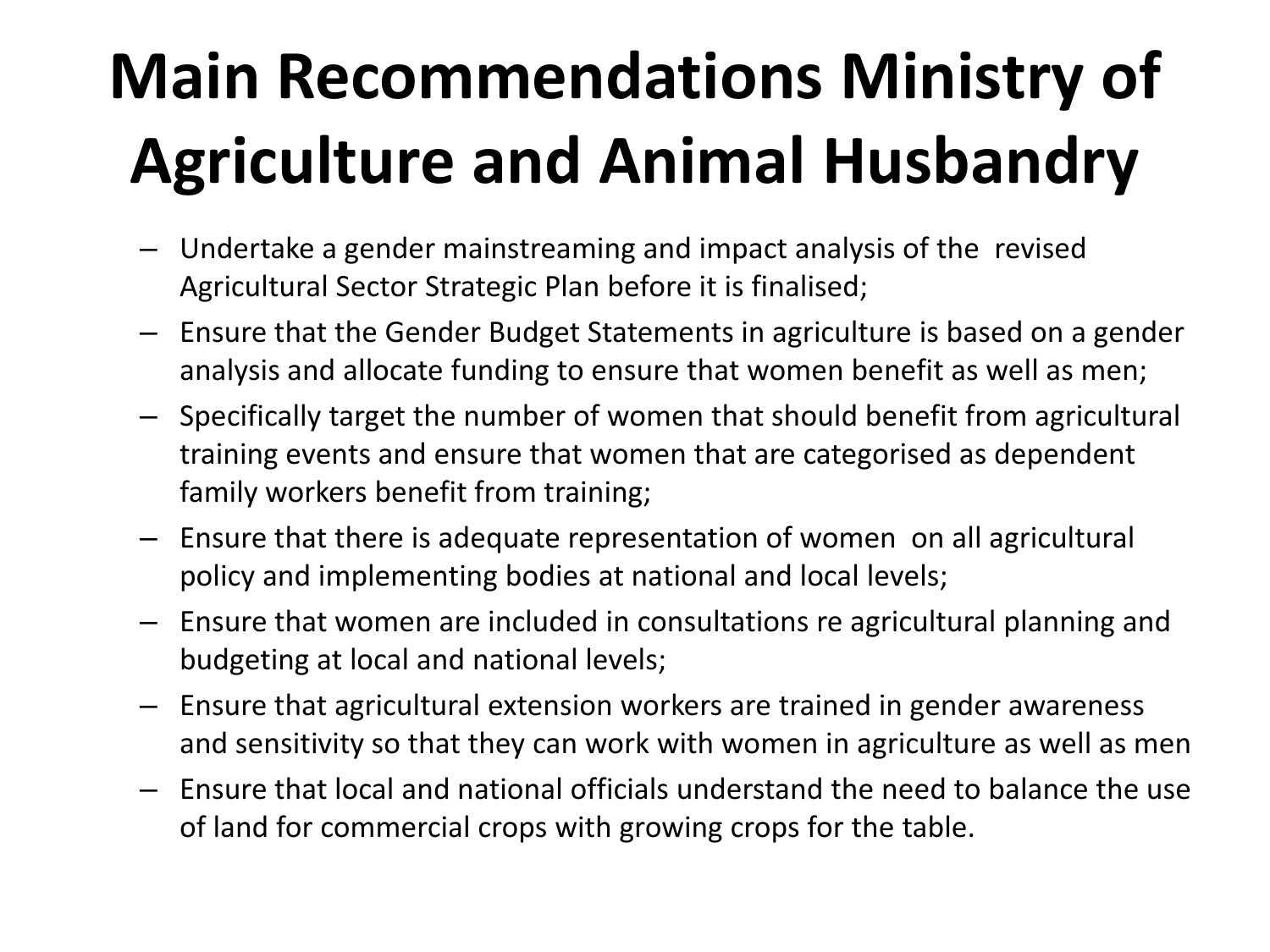# Main Recommendations Ministry of Agriculture and Animal Husbandry

- Undertake a gender mainstreaming and impact analysis of the revised Agricultural Sector Strategic Plan before it is finalised;
- Ensure that the Gender Budget Statements in agriculture is based on a gender analysis and allocate funding to ensure that women benefit as well as men;
- Specifically target the number of women that should benefit from agricultural training events and ensure that women that are categorised as dependent family workers benefit from training;
- Ensure that there is adequate representation of women on all agricultural policy and implementing bodies at national and local levels;
- Ensure that women are included in consultations re agricultural planning and budgeting at local and national levels;
- Ensure that agricultural extension workers are trained in gender awareness and sensitivity so that they can work with women in agriculture as well as men
- Ensure that local and national officials understand the need to balance the use of land for commercial crops with growing crops for the table.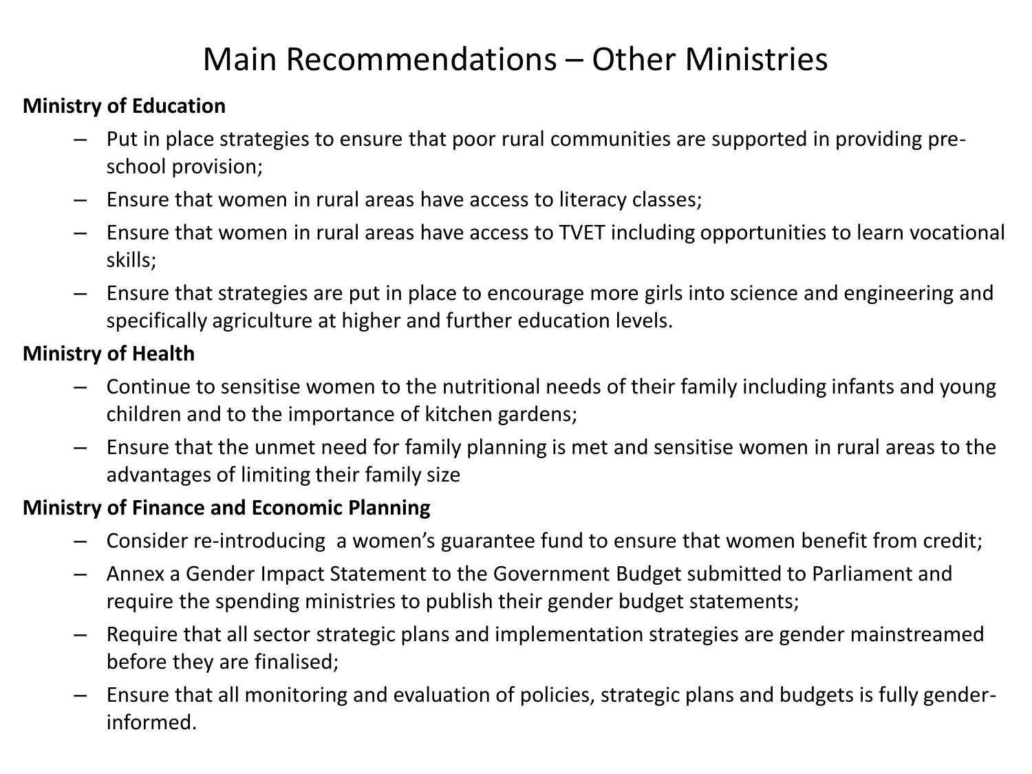# Main Recommendations – Other Ministries

**Ministry of Education**

- Put in place strategies to ensure that poor rural communities are supported in providing pre-school provision;
- Ensure that women in rural areas have access to literacy classes;
- Ensure that women in rural areas have access to TVET including opportunities to learn vocational skills;
- Ensure that strategies are put in place to encourage more girls into science and engineering and specifically agriculture at higher and further education levels.

**Ministry of Health**

- Continue to sensitise women to the nutritional needs of their family including infants and young children and to the importance of kitchen gardens;
- Ensure that the unmet need for family planning is met and sensitise women in rural areas to the advantages of limiting their family size

**Ministry of Finance and Economic Planning**

- Consider re-introducing a women's guarantee fund to ensure that women benefit from credit;
- Annex a Gender Impact Statement to the Government Budget submitted to Parliament and require the spending ministries to publish their gender budget statements;
- Require that all sector strategic plans and implementation strategies are gender mainstreamed before they are finalised;
- Ensure that all monitoring and evaluation of policies, strategic plans and budgets is fully gender-informed.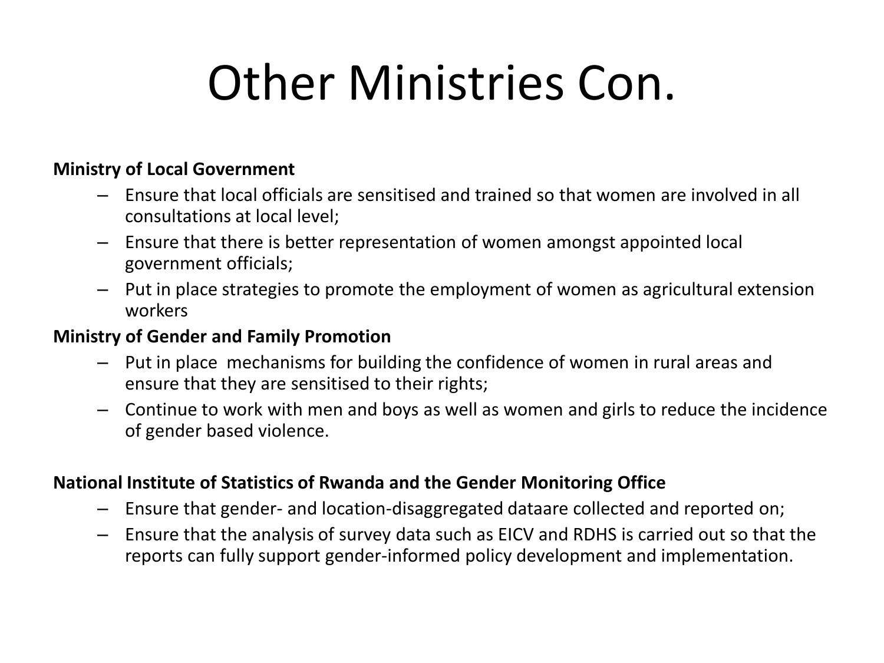# Other Ministries Con.

**Ministry of Local Government**

- Ensure that local officials are sensitised and trained so that women are involved in all consultations at local level;
- Ensure that there is better representation of women amongst appointed local government officials;
- Put in place strategies to promote the employment of women as agricultural extension workers

**Ministry of Gender and Family Promotion**

- Put in place mechanisms for building the confidence of women in rural areas and ensure that they are sensitised to their rights;
- Continue to work with men and boys as well as women and girls to reduce the incidence of gender based violence.

**National Institute of Statistics of Rwanda and the Gender Monitoring Office**

- Ensure that gender- and location-disaggregated dataare collected and reported on;
- Ensure that the analysis of survey data such as EICV and RDHS is carried out so that the reports can fully support gender-informed policy development and implementation.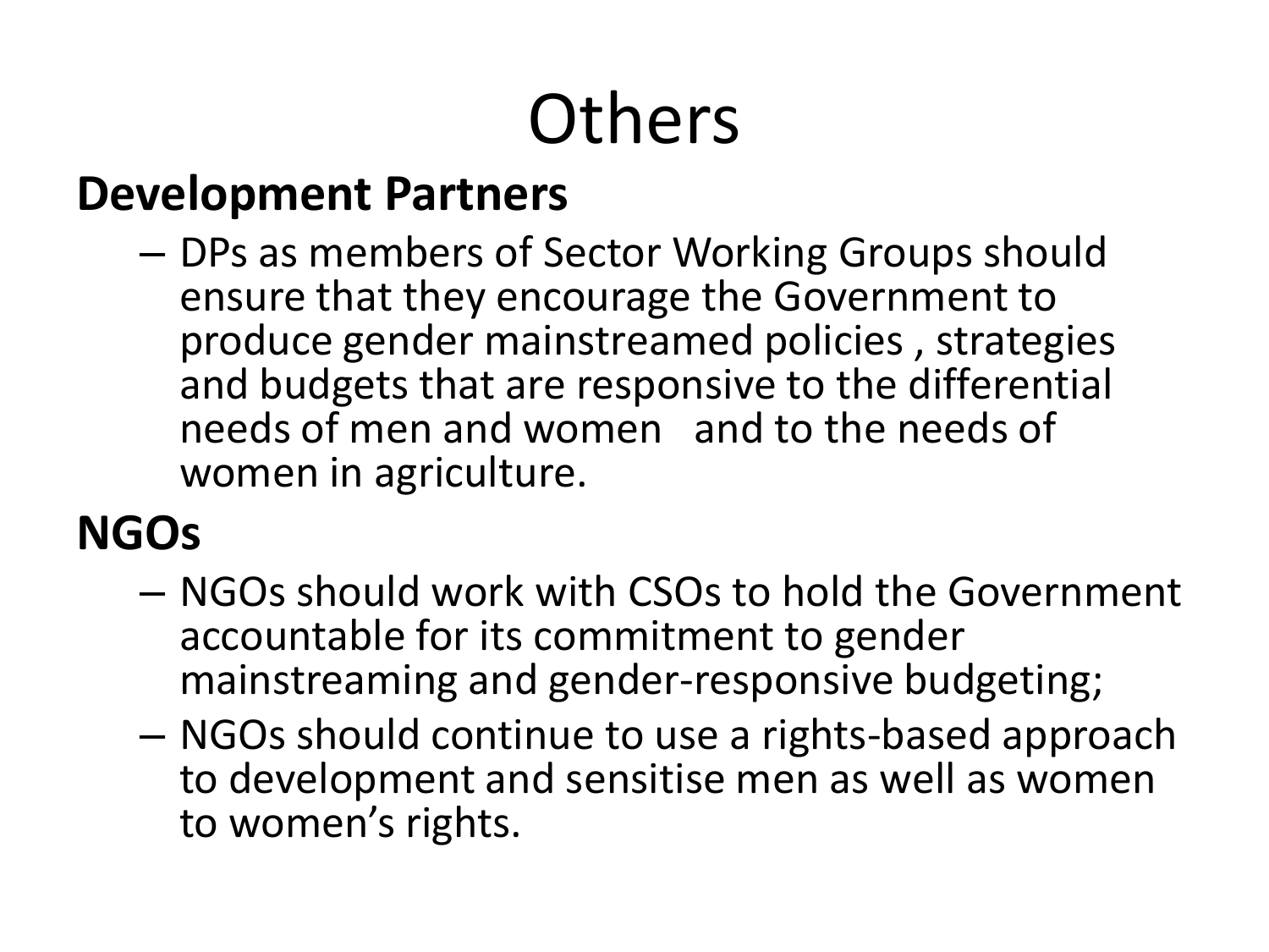# Others

## Development Partners

- DPs as members of Sector Working Groups should ensure that they encourage the Government to produce gender mainstreamed policies , strategies and budgets that are responsive to the differential needs of men and women and to the needs of women in agriculture.

## NGOs

- NGOs should work with CSOs to hold the Government accountable for its commitment to gender mainstreaming and gender-responsive budgeting;
- NGOs should continue to use a rights-based approach to development and sensitise men as well as women to women's rights.